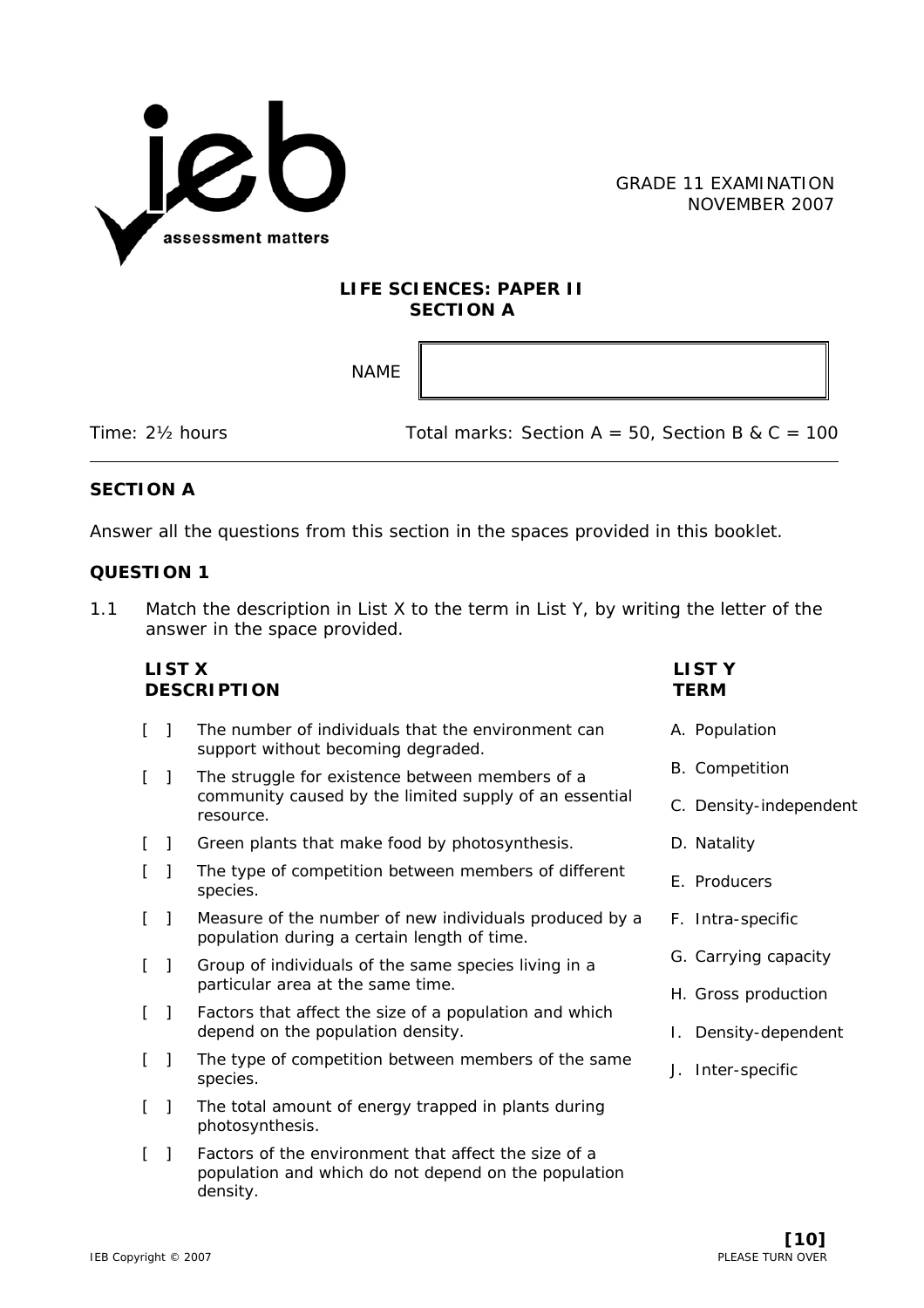GRADE 11 EXAMINATION
NOVEMBER 2007

**LIFE SCIENCES: PAPER II**
**SECTION A**

NAME

Time: 2½ hours Total marks: Section A = 50, Section B & C = 100

---

## SECTION A

Answer all the questions from this section in the spaces provided in this booklet.

### QUESTION 1

1.1 Match the description in List X to the term in List Y, by writing the letter of the answer in the space provided.

| LIST X DESCRIPTION | | LIST Y TERM |
|---|---|---|
| [ ] | The number of individuals that the environment can support without becoming degraded. | A. Population |
| [ ] | The struggle for existence between members of a community caused by the limited supply of an essential resource. | B. Competition |
| [ ] | Green plants that make food by photosynthesis. | C. Density-independent |
| [ ] | The type of competition between members of different species. | D. Natality |
| [ ] | Measure of the number of new individuals produced by a population during a certain length of time. | E. Producers |
| [ ] | Group of individuals of the same species living in a particular area at the same time. | F. Intra-specific |
| [ ] | Factors that affect the size of a population and which depend on the population density. | G. Carrying capacity |
| [ ] | The type of competition between members of the same species. | H. Gross production |
| [ ] | The total amount of energy trapped in plants during photosynthesis. | I. Density-dependent |
| [ ] | Factors of the environment that affect the size of a population and which do not depend on the population density. | J. Inter-specific |

**[10]**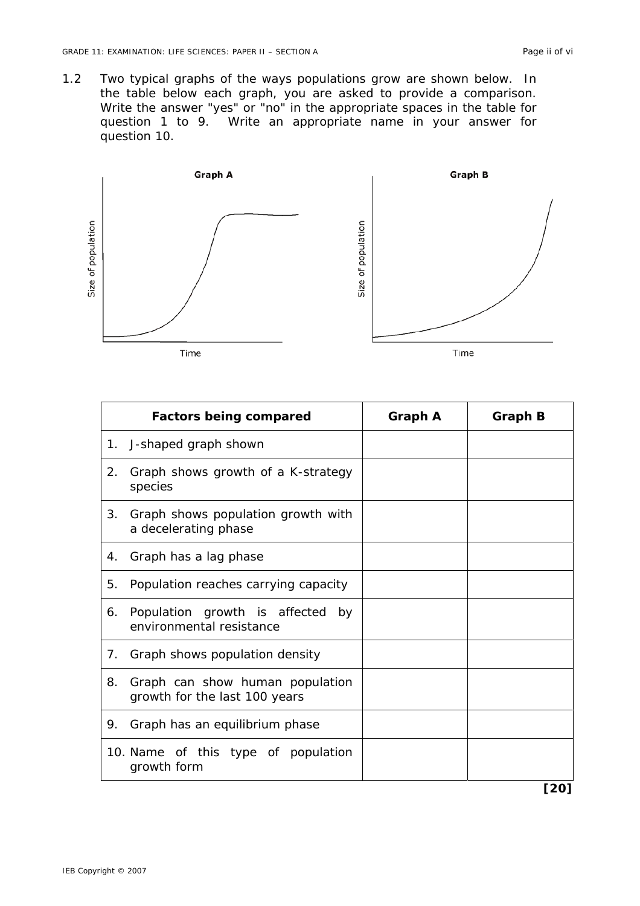1.2 Two typical graphs of the ways populations grow are shown below. In the table below each graph, you are asked to provide a comparison. Write the answer "yes" or "no" in the appropriate spaces in the table for question 1 to 9. Write an appropriate name in your answer for question 10.

**Graph A**

**Graph B**

| Factors being compared | Graph A | Graph B |
|---|---|---|
| 1. J-shaped graph shown | | |
| 2. Graph shows growth of a K-strategy species | | |
| 3. Graph shows population growth with a decelerating phase | | |
| 4. Graph has a lag phase | | |
| 5. Population reaches carrying capacity | | |
| 6. Population growth is affected by environmental resistance | | |
| 7. Graph shows population density | | |
| 8. Graph can show human population growth for the last 100 years | | |
| 9. Graph has an equilibrium phase | | |
| 10. Name of this type of population growth form | | |

**[20]**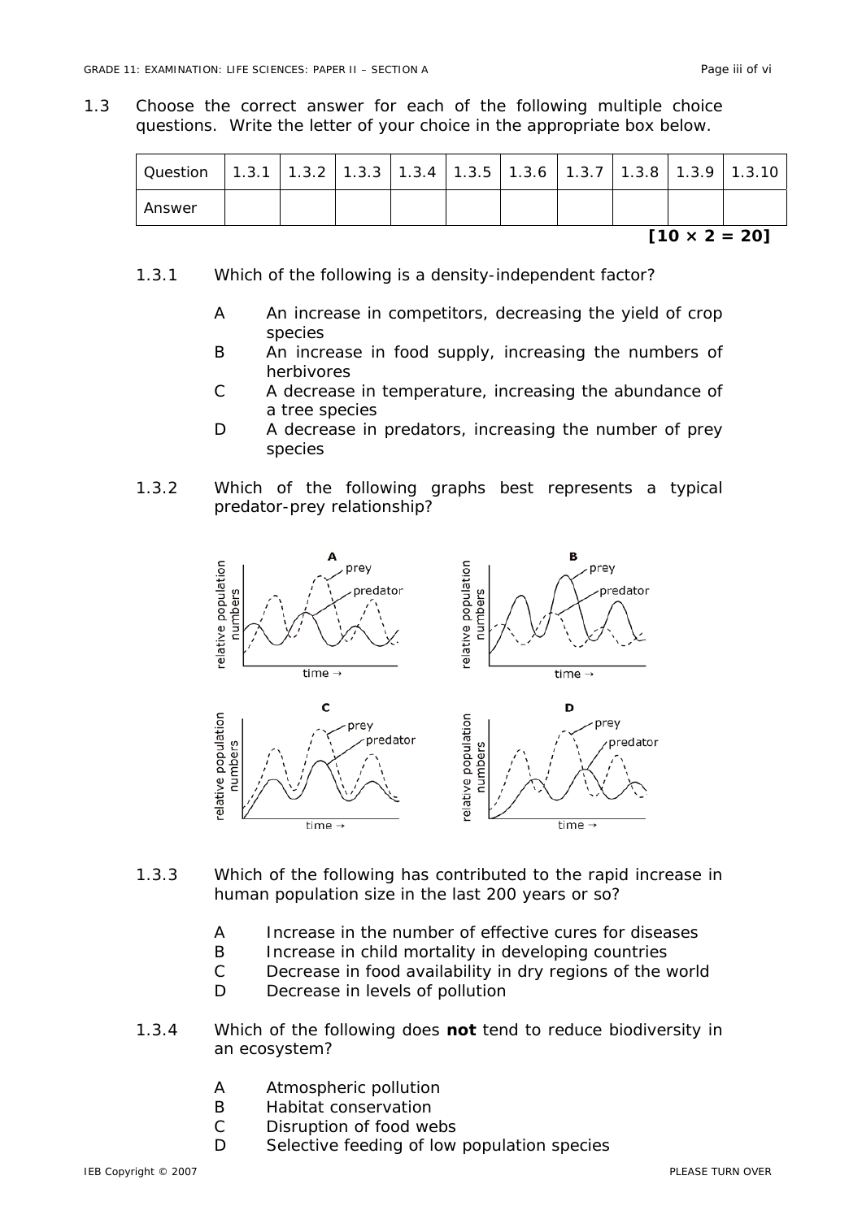1.3 Choose the correct answer for each of the following multiple choice questions. Write the letter of your choice in the appropriate box below.

| Question | 1.3.1 | 1.3.2 | 1.3.3 | 1.3.4 | 1.3.5 | 1.3.6 | 1.3.7 | 1.3.8 | 1.3.9 | 1.3.10 |
|---|---|---|---|---|---|---|---|---|---|---|
| Answer | | | | | | | | | | |

**[10 × 2 = 20]**

1.3.1 Which of the following is a density-independent factor?

- A An increase in competitors, decreasing the yield of crop species
- B An increase in food supply, increasing the numbers of herbivores
- C A decrease in temperature, increasing the abundance of a tree species
- D A decrease in predators, increasing the number of prey species

1.3.2 Which of the following graphs best represents a typical predator-prey relationship?

A, B, C, D (graphs of relative population numbers against time → showing prey and predator)

1.3.3 Which of the following has contributed to the rapid increase in human population size in the last 200 years or so?

- A Increase in the number of effective cures for diseases
- B Increase in child mortality in developing countries
- C Decrease in food availability in dry regions of the world
- D Decrease in levels of pollution

1.3.4 Which of the following does **not** tend to reduce biodiversity in an ecosystem?

- A Atmospheric pollution
- B Habitat conservation
- C Disruption of food webs
- D Selective feeding of low population species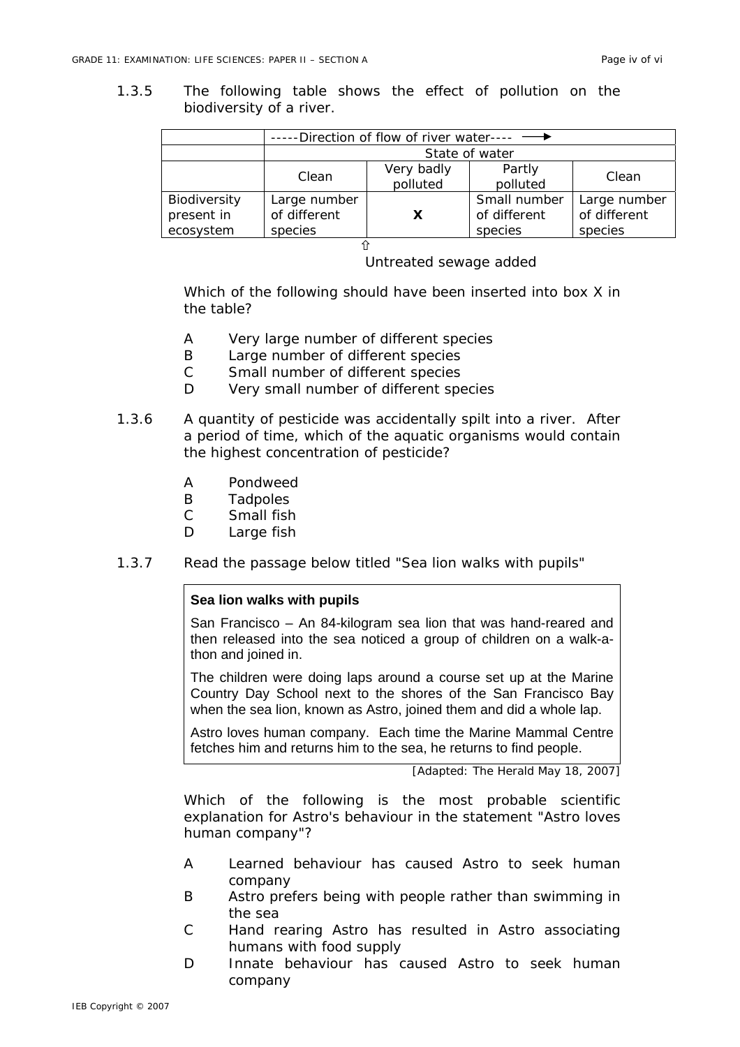1.3.5 The following table shows the effect of pollution on the biodiversity of a river.

| | -----Direction of flow of river water---- ⟶ | | | |
|---|---|---|---|---|
| | State of water | | | |
| | Clean | Very badly polluted | Partly polluted | Clean |
| Biodiversity present in ecosystem | Large number of different species | **X** | Small number of different species | Large number of different species |

⇧ Untreated sewage added

Which of the following should have been inserted into box X in the table?

A Very large number of different species
B Large number of different species
C Small number of different species
D Very small number of different species

1.3.6 A quantity of pesticide was accidentally spilt into a river. After a period of time, which of the aquatic organisms would contain the highest concentration of pesticide?

A Pondweed
B Tadpoles
C Small fish
D Large fish

1.3.7 Read the passage below titled "Sea lion walks with pupils"

> **Sea lion walks with pupils**
>
> San Francisco – An 84-kilogram sea lion that was hand-reared and then released into the sea noticed a group of children on a walk-a-thon and joined in.
>
> The children were doing laps around a course set up at the Marine Country Day School next to the shores of the San Francisco Bay when the sea lion, known as Astro, joined them and did a whole lap.
>
> Astro loves human company. Each time the Marine Mammal Centre fetches him and returns him to the sea, he returns to find people.

[Adapted: The Herald May 18, 2007]

Which of the following is the most probable scientific explanation for Astro's behaviour in the statement "Astro loves human company"?

A Learned behaviour has caused Astro to seek human company
B Astro prefers being with people rather than swimming in the sea
C Hand rearing Astro has resulted in Astro associating humans with food supply
D Innate behaviour has caused Astro to seek human company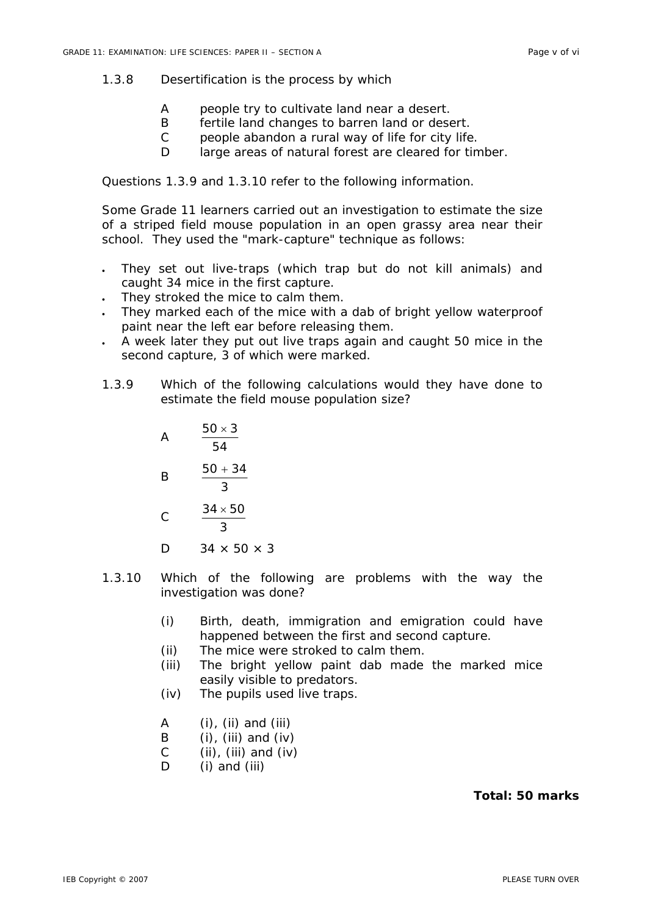1.3.8 Desertification is the process by which

- A people try to cultivate land near a desert.
- B fertile land changes to barren land or desert.
- C people abandon a rural way of life for city life.
- D large areas of natural forest are cleared for timber.

Questions 1.3.9 and 1.3.10 refer to the following information.

Some Grade 11 learners carried out an investigation to estimate the size of a striped field mouse population in an open grassy area near their school. They used the "mark-capture" technique as follows:

- They set out live-traps (which trap but do not kill animals) and caught 34 mice in the first capture.
- They stroked the mice to calm them.
- They marked each of the mice with a dab of bright yellow waterproof paint near the left ear before releasing them.
- A week later they put out live traps again and caught 50 mice in the second capture, 3 of which were marked.

1.3.9 Which of the following calculations would they have done to estimate the field mouse population size?

- A $\frac{50 \times 3}{54}$
- B $\frac{50 + 34}{3}$
- C $\frac{34 \times 50}{3}$
- D $34 \times 50 \times 3$

1.3.10 Which of the following are problems with the way the investigation was done?

- (i) Birth, death, immigration and emigration could have happened between the first and second capture.
- (ii) The mice were stroked to calm them.
- (iii) The bright yellow paint dab made the marked mice easily visible to predators.
- (iv) The pupils used live traps.

- A (i), (ii) and (iii)
- B (i), (iii) and (iv)
- C (ii), (iii) and (iv)
- D (i) and (iii)

**Total: 50 marks**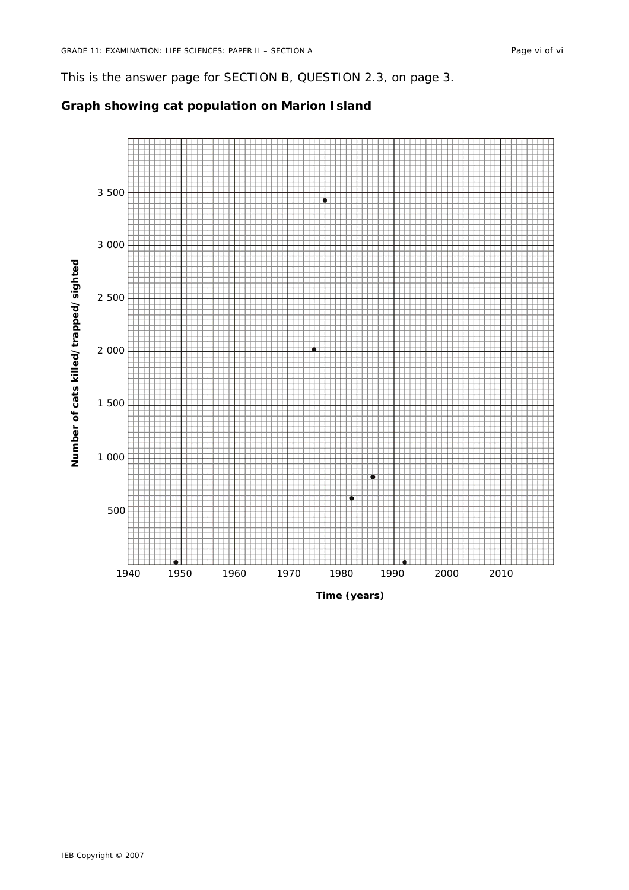This is the answer page for SECTION B, QUESTION 2.3, on page 3.

**Graph showing cat population on Marion Island**

Number of cats killed/trapped/sighted

3 500

3 000

2 500

2 000

1 500

1 000

500

1940 1950 1960 1970 1980 1990 2000 2010

Time (years)